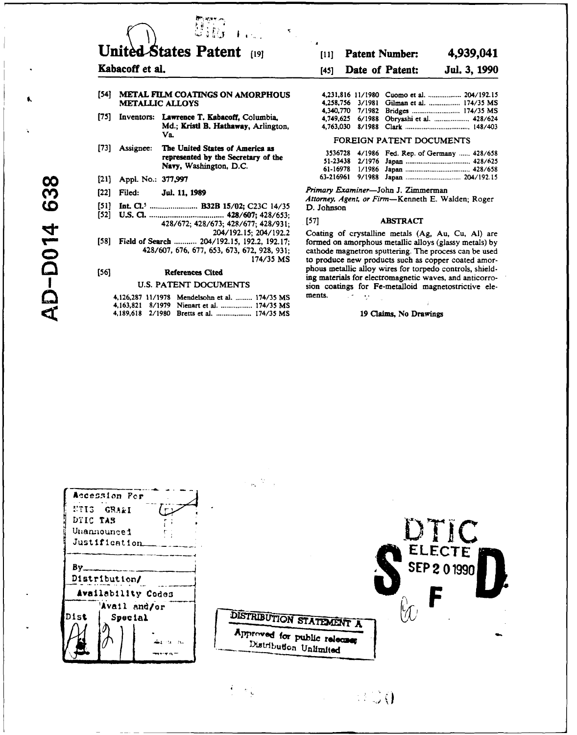# United States Patent [19]

**Kabacoff et al.**

[11] **Patent Number: 4,939,041**

[45] **Date of Patent: Jul. 3, 1990**

AD-D014 638

[54] **METAL FILM COATINGS ON AMORPHOUS METALLIC ALLOYS**

[75] Inventors: **Lawrence T. Kabacoff**, Columbia, Md.; **Kristl B. Hathaway**, Arlington, Va.

[73] Assignee: **The United States of America as represented by the Secretary of the Navy**, Washington, D.C.

[21] Appl. No.: **377,997**

[22] Filed: **Jul. 11, 1989**

[51] **Int. Cl.**[5] ....................... **B32B 15/02; C23C 14/35**

[52] **U.S. Cl.** .................................... **428/607**; 428/653; 428/672; 428/673; 428/677; 428/931; 204/192.15; 204/192.2

[58] **Field of Search** ........... 204/192.15, 192.2, 192.17; 428/607, 676, 677, 653, 673, 672, 928, 931; 174/35 MS

[56] **References Cited**

U.S. PATENT DOCUMENTS

| | | | |
|---|---|---|---|
| 4,126,287 | 11/1978 | Mendelsohn et al. | 174/35 MS |
| 4,163,821 | 8/1979 | Nienart et al. | 174/35 MS |
| 4,189,618 | 2/1980 | Bretts et al. | 174/35 MS |
| 4,231,816 | 11/1980 | Cuomo et al. | 204/192.15 |
| 4,258,756 | 3/1981 | Gilman et al. | 174/35 MS |
| 4,340,770 | 7/1982 | Bridges | 174/35 MS |
| 4,749,625 | 6/1988 | Obryashi et al. | 428/624 |
| 4,763,030 | 8/1988 | Clark | 148/403 |

FOREIGN PATENT DOCUMENTS

| | | | |
|---|---|---|---|
| 3536728 | 4/1986 | Fed. Rep. of Germany | 428/658 |
| 51-23438 | 2/1976 | Japan | 428/625 |
| 61-16978 | 1/1986 | Japan | 428/658 |
| 63-216961 | 9/1988 | Japan | 204/192.15 |

*Primary Examiner*—John J. Zimmerman

*Attorney, Agent, or Firm*—Kenneth E. Walden; Roger D. Johnson

[57] **ABSTRACT**

Coating of crystalline metals (Ag, Au, Cu, Al) are formed on amorphous metallic alloys (glassy metals) by cathode magnetron sputtering. The process can be used to produce new products such as copper coated amorphous metallic alloy wires for torpedo controls, shielding materials for electromagnetic waves, and anticorrosion coatings for Fe-metalloid magnetostrictive elements.

**19 Claims, No Drawings**

| | | |
|---|---|---|
| Accession For | | |
| NTIS GRA&I | | |
| DTIC TAB | | |
| Unannounced | | |
| Justification | | |
| By | | |
| Distribution/ | | |
| Availability Codes | | |
| Dist | Avail and/or Special | |

DTIC ELECTE SEP 2 0 1990 S D F

**DISTRIBUTION STATEMENT A**

Approved for public release; Distribution Unlimited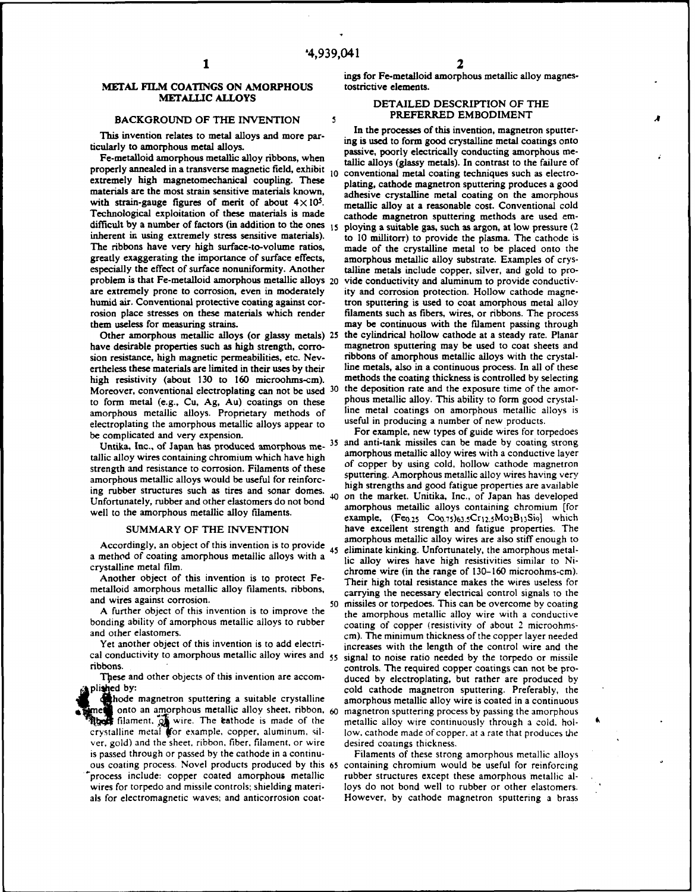# METAL FILM COATINGS ON AMORPHOUS METALLIC ALLOYS

## BACKGROUND OF THE INVENTION

This invention relates to metal alloys and more particularly to amorphous metal alloys.

Fe-metalloid amorphous metallic alloy ribbons, when properly annealed in a transverse magnetic field, exhibit extremely high magnetomechanical coupling. These materials are the most strain sensitive materials known, with strain-gauge figures of merit of about $4\times10^5$. Technological exploitation of these materials is made difficult by a number of factors (in addition to the ones inherent in using extremely stress sensitive materials). The ribbons have very high surface-to-volume ratios, greatly exaggerating the importance of surface effects, especially the effect of surface nonuniformity. Another problem is that Fe-metalloid amorphous metallic alloys are extremely prone to corrosion, even in moderately humid air. Conventional protective coating against corrosion place stresses on these materials which render them useless for measuring strains.

Other amorphous metallic alloys (or glassy metals) have desirable properties such as high strength, corrosion resistance, high magnetic permeabilities, etc. Nevertheless these materials are limited in their uses by their high resistivity (about 130 to 160 microohms-cm). Moreover, conventional electroplating can not be used to form metal (e.g., Cu, Ag, Au) coatings on these amorphous metallic alloys. Proprietary methods of electroplating the amorphous metallic alloys appear to be complicated and very expension.

Untika, Inc., of Japan has produced amorphous metallic alloy wires containing chromium which have high strength and resistance to corrosion. Filaments of these amorphous metallic alloys would be useful for reinforcing rubber structures such as tires and sonar domes. Unfortunately, rubber and other elastomers do not bond well to the amorphous metallic alloy filaments.

## SUMMARY OF THE INVENTION

Accordingly, an object of this invention is to provide a method of coating amorphous metallic alloys with a crystalline metal film.

Another object of this invention is to protect Fe-metalloid amorphous metallic alloy filaments, ribbons, and wires against corrosion.

A further object of this invention is to improve the bonding ability of amorphous metallic alloys to rubber and other elastomers.

Yet another object of this invention is to add electrical conductivity to amorphous metallic alloy wires and ribbons.

These and other objects of this invention are accomplished by:

Cathode magnetron sputtering a suitable crystalline metal onto an amorphous metallic alloy sheet, ribbon, fiber, filament, or wire. The cathode is made of the crystalline metal (for example, copper, aluminum, silver, gold) and the sheet, ribbon, fiber, filament, or wire is passed through or passed by the cathode in a continuous coating process. Novel products produced by this process include: copper coated amorphous metallic wires for torpedo and missile controls; shielding materials for electromagnetic waves; and anticorrosion coatings for Fe-metalloid amorphous metallic alloy magnestostrictive elements.

## DETAILED DESCRIPTION OF THE PREFERRED EMBODIMENT

In the processes of this invention, magnetron sputtering is used to form good crystalline metal coatings onto passive, poorly electrically conducting amorphous metallic alloys (glassy metals). In contrast to the failure of conventional metal coating techniques such as electroplating, cathode magnetron sputtering produces a good adhesive crystalline metal coating on the amorphous metallic alloy at a reasonable cost. Conventional cold cathode magnetron sputtering methods are used employing a suitable gas, such as argon, at low pressure (2 to 10 millitorr) to provide the plasma. The cathode is made of the crystalline metal to be placed onto the amorphous metallic alloy substrate. Examples of crystalline metals include copper, silver, and gold to provide conductivity and aluminum to provide conductivity and corrosion protection. Hollow cathode magnetron sputtering is used to coat amorphous metal alloy filaments such as fibers, wires, or ribbons. The process may be continuous with the filament passing through the cylindrical hollow cathode at a steady rate. Planar magnetron sputtering may be used to coat sheets and ribbons of amorphous metallic alloys with the crystalline metals, also in a continuous process. In all of these methods the coating thickness is controlled by selecting the deposition rate and the exposure time of the amorphous metallic alloy. This ability to form good crystalline metal coatings on amorphous metallic alloys is useful in producing a number of new products.

For example, new types of guide wires for torpedoes and anti-tank missiles can be made by coating strong amorphous metallic alloy wires with a conductive layer of copper by using cold, hollow cathode magnetron sputtering. Amorphous metallic alloy wires having very high strengths and good fatigue properties are available on the market. Unitika, Inc., of Japan has developed amorphous metallic alloys containing chromium [for example, $(Fe_{0.25}\ Co_{0.75})_{63.5}Cr_{12.5}Mo_2B_{13}Si_9$] which have excellent strength and fatigue properties. The amorphous metallic alloy wires are also stiff enough to eliminate kinking. Unfortunately, the amorphous metallic alloy wires have high resistivities similar to Nichrome wire (in the range of 130–160 microohms-cm). Their high total resistance makes the wires useless for carrying the necessary electrical control signals to the missiles or torpedoes. This can be overcome by coating the amorphous metallic alloy wire with a conductive coating of copper (resistivity of about 2 microohms-cm). The minimum thickness of the copper layer needed increases with the length of the control wire and the signal to noise ratio needed by the torpedo or missile controls. The required copper coatings can not be produced by electroplating, but rather are produced by cold cathode magnetron sputtering. Preferably, the amorphous metallic alloy wire is coated in a continuous magnetron sputtering process by passing the amorphous metallic alloy wire continuously through a cold, hollow, cathode made of copper, at a rate that produces the desired coatings thickness.

Filaments of these strong amorphous metallic alloys containing chromium would be useful for reinforcing rubber structures except these amorphous metallic alloys do not bond well to rubber or other elastomers. However, by cathode magnetron sputtering a brass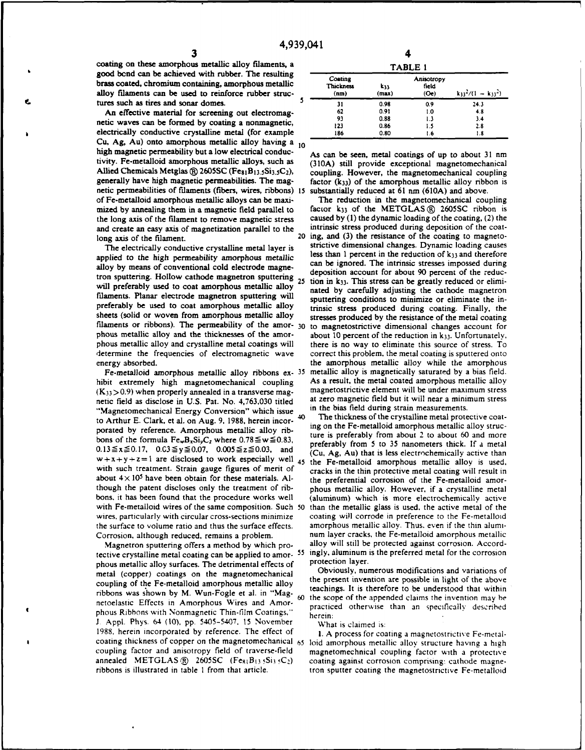coating on these amorphous metallic alloy filaments, a good bond can be achieved with rubber. The resulting brass coated, chromium containing, amorphous metallic alloy filaments can be used to reinforce rubber structures such as tires and sonar domes.

An effective material for screening out electromagnetic waves can be formed by coating a nonmagnetic, electrically conductive crystalline metal (for example Cu, Ag, Au) onto amorphous metallic alloy having a high magnetic permeability but a low electrical conductivity. Fe-metalloid amorphous metallic alloys, such as Allied Chemicals Metglas® 2605SC ($Fe_{81}B_{13.5}Si_{3.5}C_2$), generally have high magnetic permeabilities. The magnetic permeabilities of filaments (fibers, wires, ribbons) of Fe-metalloid amorphous metallic alloys can be maximized by annealing them in a magnetic field parallel to the long axis of the filament to remove magnetic stress and create an easy axis of magnetization parallel to the long axis of the filament.

The electrically conductive crystalline metal layer is applied to the high permeability amorphous metallic alloy by means of conventional cold electrode magnetron sputtering. Hollow cathode magnetron sputtering will preferably used to coat amorphous metallic alloy filaments. Planar electrode magnetron sputtering will preferably be used to coat amorphous metallic alloy sheets (solid or woven from amorphous metallic alloy filaments or ribbons). The permeability of the amorphous metallic alloy and the thicknesses of the amorphous metallic alloy and crystalline metal coatings will determine the frequencies of electromagnetic wave energy absorbed.

Fe-metalloid amorphous metallic alloy ribbons exhibit extremely high magnetomechanical coupling ($K_{33}>0.9$) when properly annealed in a transverse magnetic field as disclose in U.S. Pat. No. 4,763,030 titled "Magnetomechanical Energy Conversion" which issue to Arthur E. Clark, et al. on Aug. 9, 1988, herein incorporated by reference. Amorphous metallic alloy ribbons of the formula $Fe_wB_xSi_yC_z$ where $0.78 \leq w \leq 0.83$, $0.13 \leq x \leq 0.17$, $0.03 \leq y \leq 0.07$, $0.005 \leq z \leq 0.03$, and $w+x+y+z=1$ are disclosed to work especially well with such treatment. Strain gauge figures of merit of about $4 \times 10^5$ have been obtain for these materials. Although the patent discloses only the treatment of ribbons, it has been found that the procedure works well with Fe-metalloid wires of the same composition. Such wires, particularly with circular cross-sections minimize the surface to volume ratio and thus the surface effects. Corrosion, although reduced, remains a problem.

Magnetron sputtering offers a method by which protective crystalline metal coating can be applied to amorphous metallic alloy surfaces. The detrimental effects of metal (copper) coatings on the magnetomechanical coupling of the Fe-metalloid amorphous metallic alloy ribbons was shown by M. Wun-Fogle et al. in "Magnetoelastic Effects in Amorphous Wires and Amorphous Ribbons with Nonmagnetic Thin-film Coatings," J. Appl. Phys. 64 (10), pp. 5405-5407, 15 November 1988, herein incorporated by reference. The effect of coating thickness of copper on the magnetomechanical coupling factor and anisotropy field of traverse-field annealed METGLAS® 2605SC ($Fe_{81}B_{13.5}Si_{3.5}C_2$) ribbons is illustrated in table 1 from that article.

TABLE 1

| Coating Thickness (nm) | $k_{33}$ (max) | Anisotropy field (Oe) | $k_{33}^2/(1-k_{33}^2)$ |
|---|---|---|---|
| 31 | 0.98 | 0.9 | 24.3 |
| 62 | 0.91 | 1.0 | 4.8 |
| 93 | 0.88 | 1.3 | 3.4 |
| 123 | 0.86 | 1.5 | 2.8 |
| 186 | 0.80 | 1.6 | 1.8 |

As can be seen, metal coatings of up to about 31 nm (310A) still provide exceptional magnetomechanical coupling. However, the magnetomechanical coupling factor ($k_{33}$) of the amorphous metallic alloy ribbon is substantially reduced at 61 nm (610A) and above.

The reduction in the magnetomechanical coupling factor $k_{33}$ of the METGLAS® 2605SC ribbon is caused by (1) the dynamic loading of the coating, (2) the intrinsic stress produced during deposition of the coating, and (3) the resistance of the coating to magnetostrictive dimensional changes. Dynamic loading causes less than 1 percent in the reduction of $k_{33}$ and therefore can be ignored. The intrinsic stresses impossed during deposition account for about 90 percent of the reduction in $k_{33}$. This stress can be greatly reduced or eliminated by carefully adjusting the cathode magnetron sputtering conditions to minimize or eliminate the intrinsic stress produced during coating. Finally, the stresses produced by the resistance of the metal coating to magnetostrictive dimensional changes account for about 10 percent of the reduction in $k_{33}$. Unfortunately, there is no way to eliminate this source of stress. To correct this problem, the metal coating is sputtered onto the amorphous metallic alloy while the amorphous metallic alloy is magnetically saturated by a bias field. As a result, the metal coated amorphous metallic alloy magnetostrictive element will be under maximum stress at zero magnetic field but it will near a minimum stress in the bias field during strain measurements.

The thickness of the crystalline metal protective coating on the Fe-metalloid amorphous metallic alloy structure is preferably from about 2 to about 60 and more preferably from 5 to 35 nanometers thick. If a metal (Cu, Ag, Au) that is less electrochemically active than the Fe-metalloid amorphous metallic alloy is used, cracks in the thin protective metal coating will result in the preferential corrosion of the Fe-metalloid amorphous metallic alloy. However, if a crystalline metal (aluminum) which is more electrochemically active than the metallic glass is used, the active metal of the coating will corrode in preference to the Fe-metalloid amorphous metallic alloy. Thus, even if the thin aluminum layer cracks, the Fe-metalloid amorphous metallic alloy will still be protected against corrosion. Accordingly, aluminum is the preferred metal for the corrosion protection layer.

Obviously, numerous modifications and variations of the present invention are possible in light of the above teachings. It is therefore to be understood that within the scope of the appended claims the invention may be practiced otherwise than as specifically described herein.

What is claimed is:

1. A process for coating a magnetostrictive Fe-metalloid amorphous metallic alloy structure having a high magnetomechnical coupling factor with a protective coating against corrosion comprising: cathode magnetron sputter coating the magnetostrictive Fe-metalloid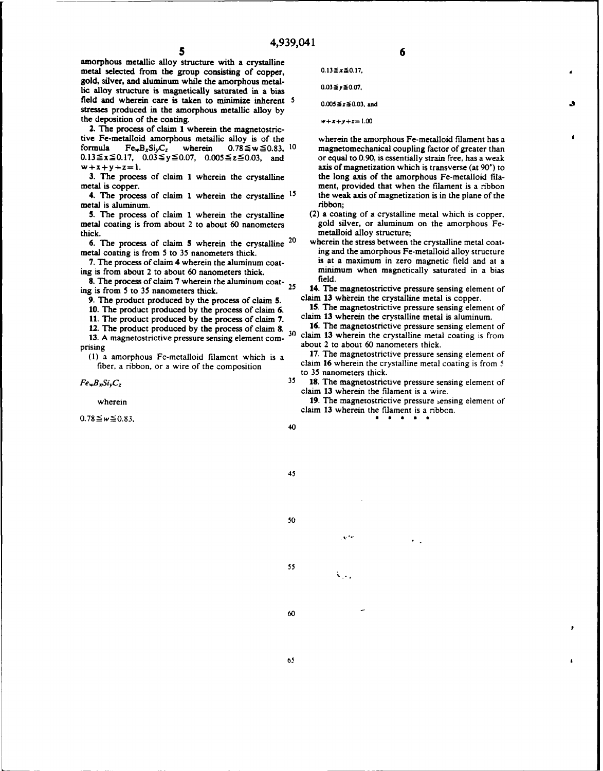amorphous metallic alloy structure with a crystalline metal selected from the group consisting of copper, gold, silver, and aluminum while the amorphous metallic alloy structure is magnetically saturated in a bias field and wherein care is taken to minimize inherent stresses produced in the amorphous metallic alloy by the deposition of the coating.

2. The process of claim 1 wherein the magnetostrictive Fe-metalloid amorphous metallic alloy is of the formula $Fe_wB_xSi_yC_z$ wherein $0.78 \leq w \leq 0.83$, $0.13 \leq x \leq 0.17$, $0.03 \leq y \leq 0.07$, $0.005 \leq z \leq 0.03$, and $w+x+y+z=1$.

3. The process of claim 1 wherein the crystalline metal is copper.

4. The process of claim 1 wherein the crystalline metal is aluminum.

5. The process of claim 1 wherein the crystalline metal coating is from about 2 to about 60 nanometers thick.

6. The process of claim 5 wherein the crystalline metal coating is from 5 to 35 nanometers thick.

7. The process of claim 4 wherein the aluminum coating is from about 2 to about 60 nanometers thick.

8. The process of claim 7 wherein the aluminum coating is from 5 to 35 nanometers thick.

9. The product produced by the process of claim 5.

10. The product produced by the process of claim 6.

11. The product produced by the process of claim 7.

12. The product produced by the process of claim 8.

13. A magnetostrictive pressure sensing element comprising

(1) a amorphous Fe-metalloid filament which is a fiber, a ribbon, or a wire of the composition

$$Fe_wB_xSi_yC_z$$

wherein

$$0.78 \leq w \leq 0.83,$$

$$0.13 \leq x \leq 0.17,$$

$$0.03 \leq y \leq 0.07,$$

$$0.005 \leq z \leq 0.03, \text{ and}$$

$$w+x+y+z=1.00$$

wherein the amorphous Fe-metalloid filament has a magnetomechanical coupling factor of greater than or equal to 0.90, is essentially strain free, has a weak axis of magnetization which is transverse (at 90°) to the long axis of the amorphous Fe-metalloid filament, provided that when the filament is a ribbon the weak axis of magnetization is in the plane of the ribbon;

(2) a coating of a crystalline metal which is copper, gold silver, or aluminum on the amorphous Fe-metalloid alloy structure;

wherein the stress between the crystalline metal coating and the amorphous Fe-metalloid alloy structure is at a maximum in zero magnetic field and at a minimum when magnetically saturated in a bias field.

14. The magnetostrictive pressure sensing element of claim 13 wherein the crystalline metal is copper.

15. The magnetostrictive pressure sensing element of claim 13 wherein the crystalline metal is aluminum.

16. The magnetostrictive pressure sensing element of claim 13 wherein the crystalline metal coating is from about 2 to about 60 nanometers thick.

17. The magnetostrictive pressure sensing element of claim 16 wherein the crystalline metal coating is from 5 to 35 nanometers thick.

18. The magnetostrictive pressure sensing element of claim 13 wherein the filament is a wire.

19. The magnetostrictive pressure sensing element of claim 13 wherein the filament is a ribbon.

* * * * *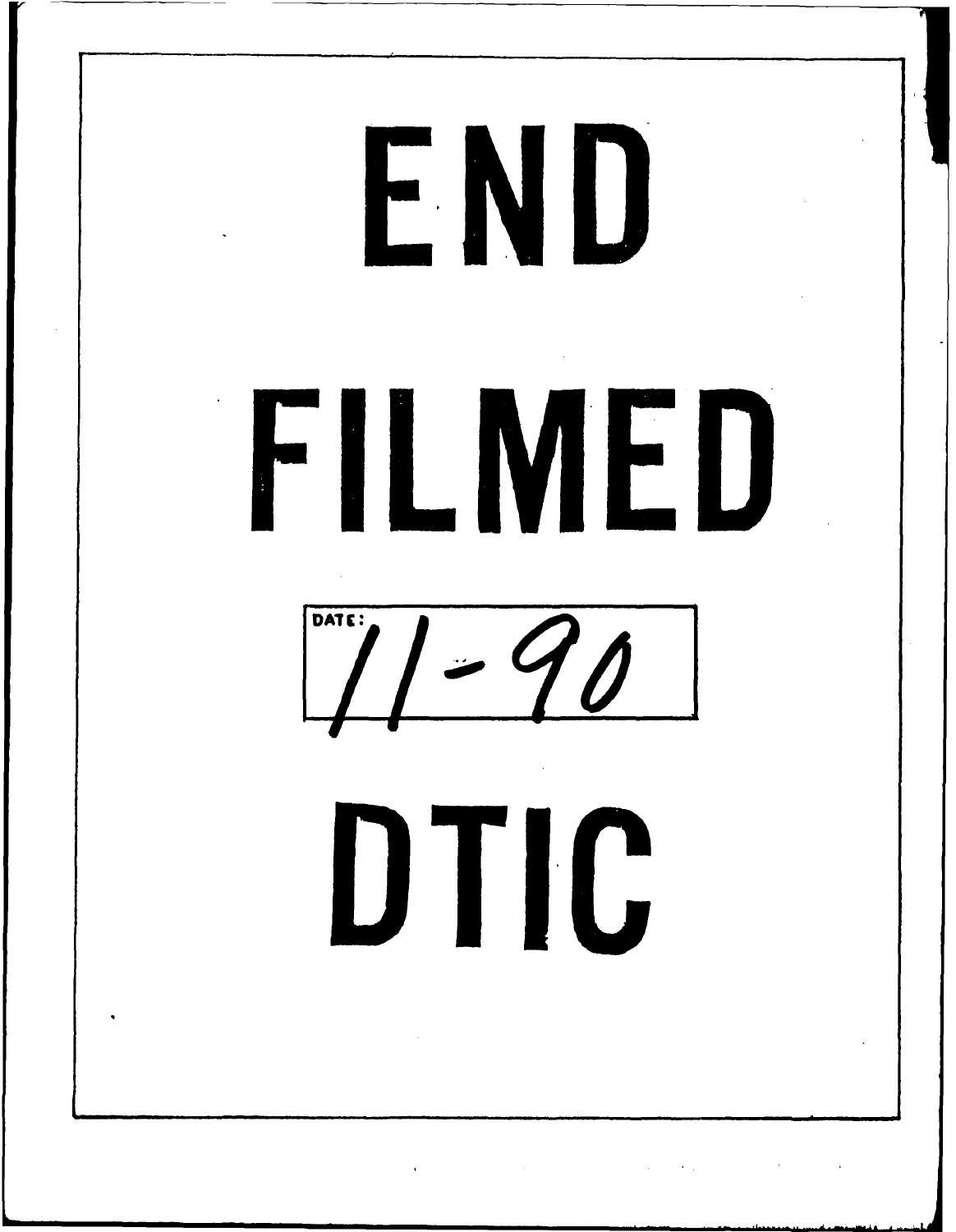# END

# FILMED

DATE: 11-90

# DTIC